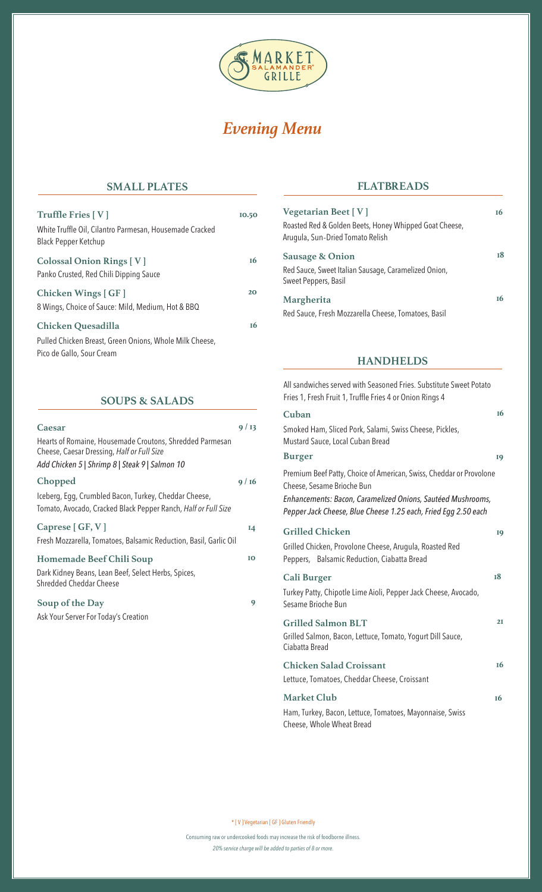# Evening Menu

## SMALL PLATES

**Truffle Fries [ V ]** 10.50
White Truffle Oil, Cilantro Parmesan, Housemade Cracked Black Pepper Ketchup

**Colossal Onion Rings [ V ]** 16
Panko Crusted, Red Chili Dipping Sauce

**Chicken Wings [ GF ]** 20
8 Wings, Choice of Sauce: Mild, Medium, Hot & BBQ

**Chicken Quesadilla** 16
Pulled Chicken Breast, Green Onions, Whole Milk Cheese, Pico de Gallo, Sour Cream

## SOUPS & SALADS

**Caesar** 9 / 13
Hearts of Romaine, Housemade Croutons, Shredded Parmesan Cheese, Caesar Dressing, *Half or Full Size*
*Add Chicken 5 | Shrimp 8 | Steak 9 | Salmon 10*

**Chopped** 9 / 16
Iceberg, Egg, Crumbled Bacon, Turkey, Cheddar Cheese, Tomato, Avocado, Cracked Black Pepper Ranch, *Half or Full Size*

**Caprese [ GF, V ]** 14
Fresh Mozzarella, Tomatoes, Balsamic Reduction, Basil, Garlic Oil

**Homemade Beef Chili Soup** 10
Dark Kidney Beans, Lean Beef, Select Herbs, Spices, Shredded Cheddar Cheese

**Soup of the Day** 9
Ask Your Server For Today's Creation

## FLATBREADS

**Vegetarian Beet [ V ]** 16
Roasted Red & Golden Beets, Honey Whipped Goat Cheese, Arugula, Sun-Dried Tomato Relish

**Sausage & Onion** 18
Red Sauce, Sweet Italian Sausage, Caramelized Onion, Sweet Peppers, Basil

**Margherita** 16
Red Sauce, Fresh Mozzarella Cheese, Tomatoes, Basil

## HANDHELDS

All sandwiches served with Seasoned Fries. Substitute Sweet Potato Fries 1, Fresh Fruit 1, Truffle Fries 4 or Onion Rings 4

**Cuban** 16
Smoked Ham, Sliced Pork, Salami, Swiss Cheese, Pickles, Mustard Sauce, Local Cuban Bread

**Burger** 19
Premium Beef Patty, Choice of American, Swiss, Cheddar or Provolone Cheese, Sesame Brioche Bun
*Enhancements: Bacon, Caramelized Onions, Sautéed Mushrooms, Pepper Jack Cheese, Blue Cheese 1.25 each, Fried Egg 2.50 each*

**Grilled Chicken** 19
Grilled Chicken, Provolone Cheese, Arugula, Roasted Red Peppers, Balsamic Reduction, Ciabatta Bread

**Cali Burger** 18
Turkey Patty, Chipotle Lime Aioli, Pepper Jack Cheese, Avocado, Sesame Brioche Bun

**Grilled Salmon BLT** 21
Grilled Salmon, Bacon, Lettuce, Tomato, Yogurt Dill Sauce, Ciabatta Bread

**Chicken Salad Croissant** 16
Lettuce, Tomatoes, Cheddar Cheese, Croissant

**Market Club** 16
Ham, Turkey, Bacon, Lettuce, Tomatoes, Mayonnaise, Swiss Cheese, Whole Wheat Bread

* [ V ] Vegetarian [ GF ] Gluten Friendly

Consuming raw or undercooked foods may increase the risk of foodborne illness.

*20% service charge will be added to parties of 8 or more.*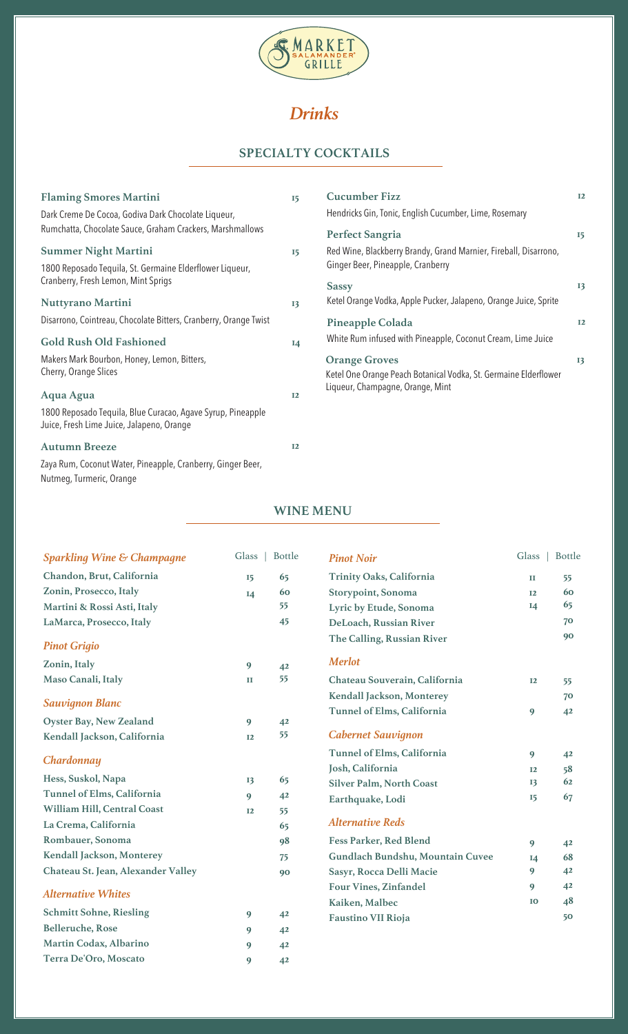MARKET SALAMANDER® GRILLE

# Drinks

## SPECIALTY COCKTAILS

**Flaming Smores Martini** 15
Dark Creme De Cocoa, Godiva Dark Chocolate Liqueur, Rumchatta, Chocolate Sauce, Graham Crackers, Marshmallows

**Summer Night Martini** 15
1800 Reposado Tequila, St. Germaine Elderflower Liqueur, Cranberry, Fresh Lemon, Mint Sprigs

**Nuttyrano Martini** 13
Disarrono, Cointreau, Chocolate Bitters, Cranberry, Orange Twist

**Gold Rush Old Fashioned** 14
Makers Mark Bourbon, Honey, Lemon, Bitters, Cherry, Orange Slices

**Aqua Agua** 12
1800 Reposado Tequila, Blue Curacao, Agave Syrup, Pineapple Juice, Fresh Lime Juice, Jalapeno, Orange

**Autumn Breeze** 12
Zaya Rum, Coconut Water, Pineapple, Cranberry, Ginger Beer, Nutmeg, Turmeric, Orange

**Cucumber Fizz** 12
Hendricks Gin, Tonic, English Cucumber, Lime, Rosemary

**Perfect Sangria** 15
Red Wine, Blackberry Brandy, Grand Marnier, Fireball, Disarrono, Ginger Beer, Pineapple, Cranberry

**Sassy** 13
Ketel Orange Vodka, Apple Pucker, Jalapeno, Orange Juice, Sprite

**Pineapple Colada** 12
White Rum infused with Pineapple, Coconut Cream, Lime Juice

**Orange Groves** 13
Ketel One Orange Peach Botanical Vodka, St. Germaine Elderflower Liqueur, Champagne, Orange, Mint

## WINE MENU

| *Sparkling Wine & Champagne* | Glass | Bottle |
|---|---|---|
| Chandon, Brut, California | 15 | 65 |
| Zonin, Prosecco, Italy | 14 | 60 |
| Martini & Rossi Asti, Italy | | 55 |
| LaMarca, Prosecco, Italy | | 45 |
| ***Pinot Grigio*** | | |
| Zonin, Italy | 9 | 42 |
| Maso Canali, Italy | 11 | 55 |
| ***Sauvignon Blanc*** | | |
| Oyster Bay, New Zealand | 9 | 42 |
| Kendall Jackson, California | 12 | 55 |
| ***Chardonnay*** | | |
| Hess, Suskol, Napa | 13 | 65 |
| Tunnel of Elms, California | 9 | 42 |
| William Hill, Central Coast | 12 | 55 |
| La Crema, California | | 65 |
| Rombauer, Sonoma | | 98 |
| Kendall Jackson, Monterey | | 75 |
| Chateau St. Jean, Alexander Valley | | 90 |
| ***Alternative Whites*** | | |
| Schmitt Sohne, Riesling | 9 | 42 |
| Belleruche, Rose | 9 | 42 |
| Martin Codax, Albarino | 9 | 42 |
| Terra De'Oro, Moscato | 9 | 42 |

| *Pinot Noir* | Glass | Bottle |
|---|---|---|
| Trinity Oaks, California | 11 | 55 |
| Storypoint, Sonoma | 12 | 60 |
| Lyric by Etude, Sonoma | 14 | 65 |
| DeLoach, Russian River | | 70 |
| The Calling, Russian River | | 90 |
| ***Merlot*** | | |
| Chateau Souverain, California | 12 | 55 |
| Kendall Jackson, Monterey | | 70 |
| Tunnel of Elms, California | 9 | 42 |
| ***Cabernet Sauvignon*** | | |
| Tunnel of Elms, California | 9 | 42 |
| Josh, California | 12 | 58 |
| Silver Palm, North Coast | 13 | 62 |
| Earthquake, Lodi | 15 | 67 |
| ***Alternative Reds*** | | |
| Fess Parker, Red Blend | 9 | 42 |
| Gundlach Bundshu, Mountain Cuvee | 14 | 68 |
| Sasyr, Rocca Delli Macie | 9 | 42 |
| Four Vines, Zinfandel | 9 | 42 |
| Kaiken, Malbec | 10 | 48 |
| Faustino VII Rioja | | 50 |